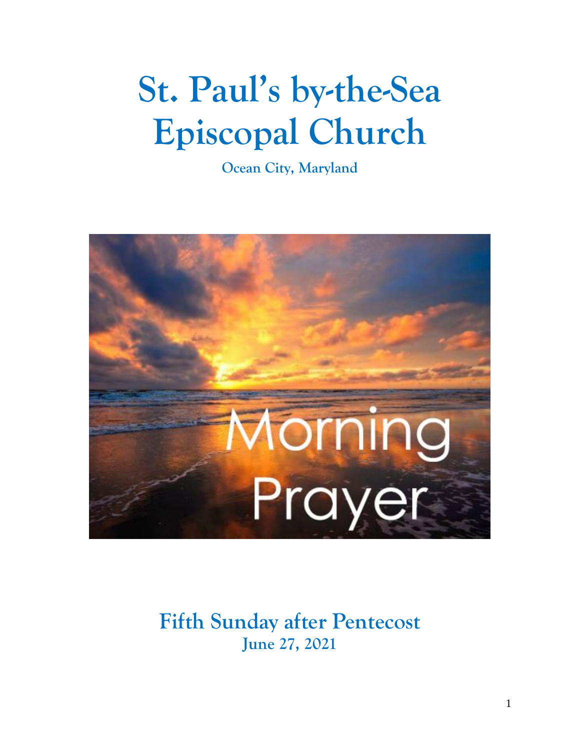# St. Paul's by-the-Sea Episcopal Church

**Ocean City, Maryland**

## Fifth Sunday after Pentecost

**June 27, 2021**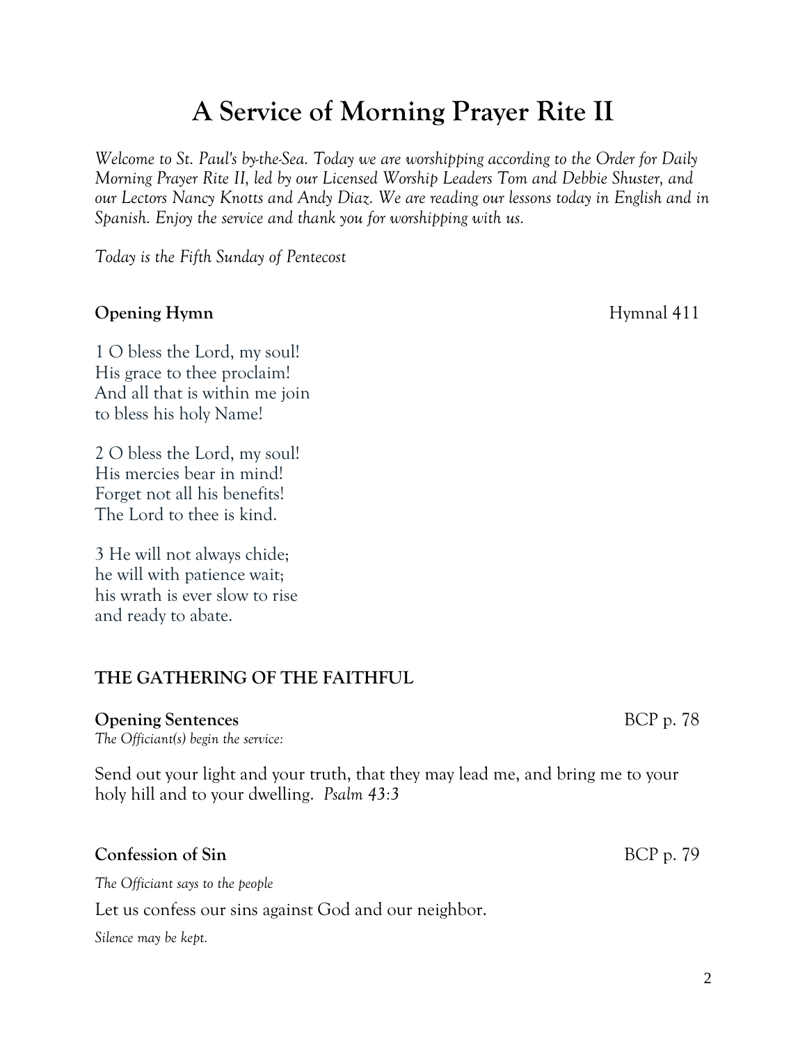# A Service of Morning Prayer Rite II

*Welcome to St. Paul's by-the-Sea. Today we are worshipping according to the Order for Daily Morning Prayer Rite II, led by our Licensed Worship Leaders Tom and Debbie Shuster, and our Lectors Nancy Knotts and Andy Diaz. We are reading our lessons today in English and in Spanish. Enjoy the service and thank you for worshipping with us.*

*Today is the Fifth Sunday of Pentecost*

**Opening Hymn** Hymnal 411

1 O bless the Lord, my soul!
His grace to thee proclaim!
And all that is within me join
to bless his holy Name!

2 O bless the Lord, my soul!
His mercies bear in mind!
Forget not all his benefits!
The Lord to thee is kind.

3 He will not always chide;
he will with patience wait;
his wrath is ever slow to rise
and ready to abate.

## THE GATHERING OF THE FAITHFUL

**Opening Sentences** BCP p. 78

*The Officiant(s) begin the service:*

Send out your light and your truth, that they may lead me, and bring me to your holy hill and to your dwelling. *Psalm 43:3*

**Confession of Sin** BCP p. 79

*The Officiant says to the people*

Let us confess our sins against God and our neighbor.

*Silence may be kept.*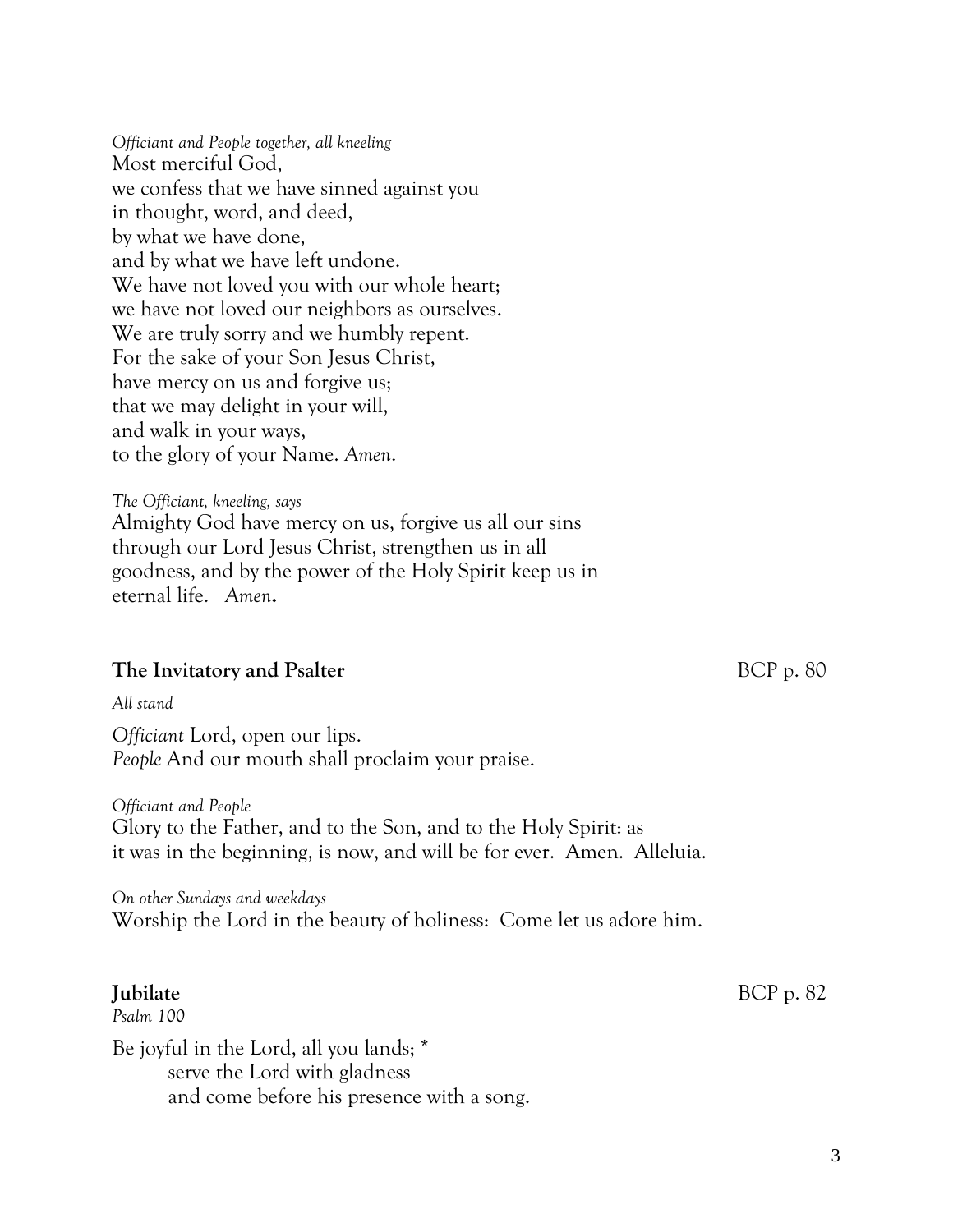*Officiant and People together, all kneeling*
Most merciful God,
we confess that we have sinned against you
in thought, word, and deed,
by what we have done,
and by what we have left undone.
We have not loved you with our whole heart;
we have not loved our neighbors as ourselves.
We are truly sorry and we humbly repent.
For the sake of your Son Jesus Christ,
have mercy on us and forgive us;
that we may delight in your will,
and walk in your ways,
to the glory of your Name. *Amen*.

*The Officiant, kneeling, says*
Almighty God have mercy on us, forgive us all our sins
through our Lord Jesus Christ, strengthen us in all
goodness, and by the power of the Holy Spirit keep us in
eternal life. *Amen***.**

**The Invitatory and Psalter** BCP p. 80

*All stand*

*Officiant* Lord, open our lips.
*People* And our mouth shall proclaim your praise.

*Officiant and People*
Glory to the Father, and to the Son, and to the Holy Spirit: as
it was in the beginning, is now, and will be for ever. Amen. Alleluia.

*On other Sundays and weekdays*
Worship the Lord in the beauty of holiness: Come let us adore him.

**Jubilate** BCP p. 82
*Psalm 100*

Be joyful in the Lord, all you lands; *
    serve the Lord with gladness
    and come before his presence with a song.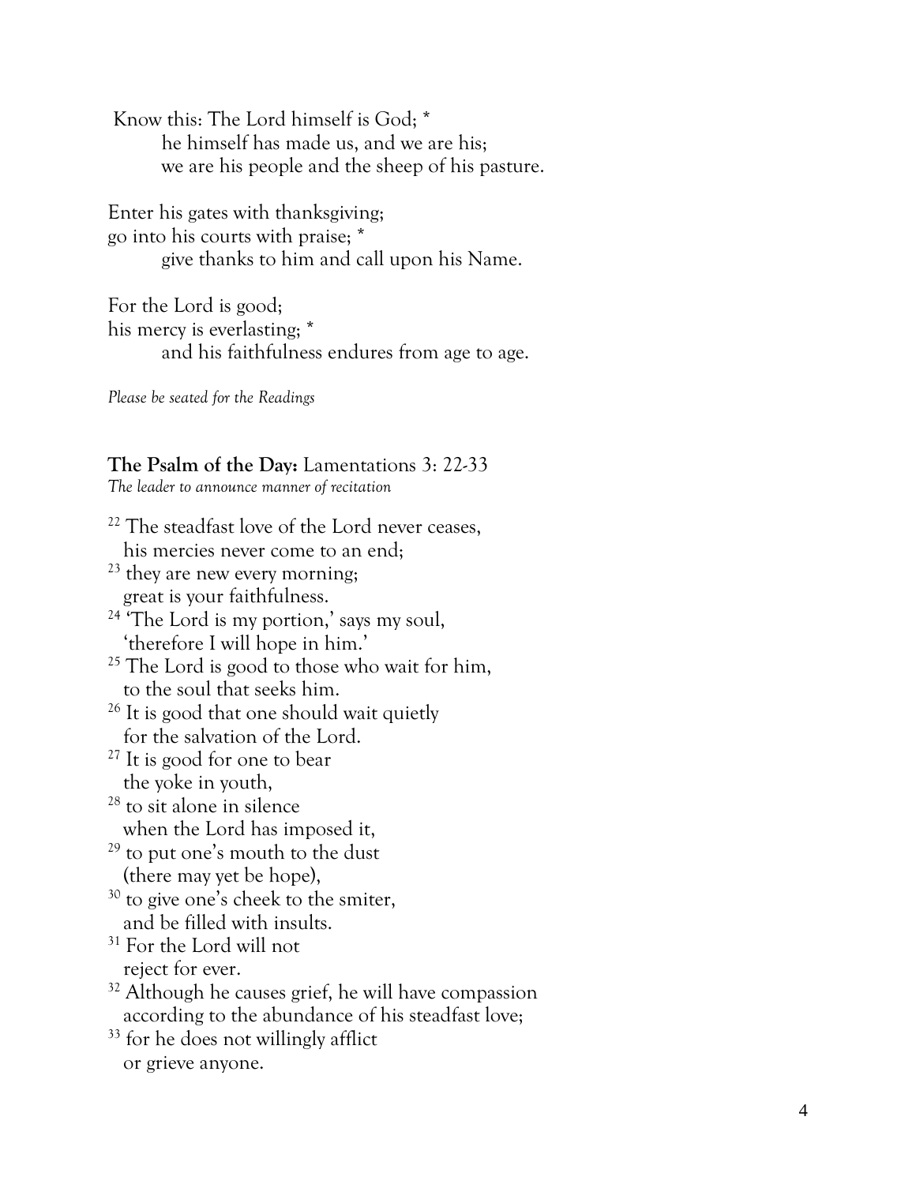Know this: The Lord himself is God; *
    he himself has made us, and we are his;
    we are his people and the sheep of his pasture.

Enter his gates with thanksgiving;
go into his courts with praise; *
    give thanks to him and call upon his Name.

For the Lord is good;
his mercy is everlasting; *
    and his faithfulness endures from age to age.

*Please be seated for the Readings*

**The Psalm of the Day:** Lamentations 3: 22-33
*The leader to announce manner of recitation*

[22] The steadfast love of the Lord never ceases,
his mercies never come to an end;
[23] they are new every morning;
great is your faithfulness.
[24] 'The Lord is my portion,' says my soul,
'therefore I will hope in him.'
[25] The Lord is good to those who wait for him,
to the soul that seeks him.
[26] It is good that one should wait quietly
for the salvation of the Lord.
[27] It is good for one to bear
the yoke in youth,
[28] to sit alone in silence
when the Lord has imposed it,
[29] to put one's mouth to the dust
(there may yet be hope),
[30] to give one's cheek to the smiter,
and be filled with insults.
[31] For the Lord will not
reject for ever.
[32] Although he causes grief, he will have compassion
according to the abundance of his steadfast love;
[33] for he does not willingly afflict
or grieve anyone.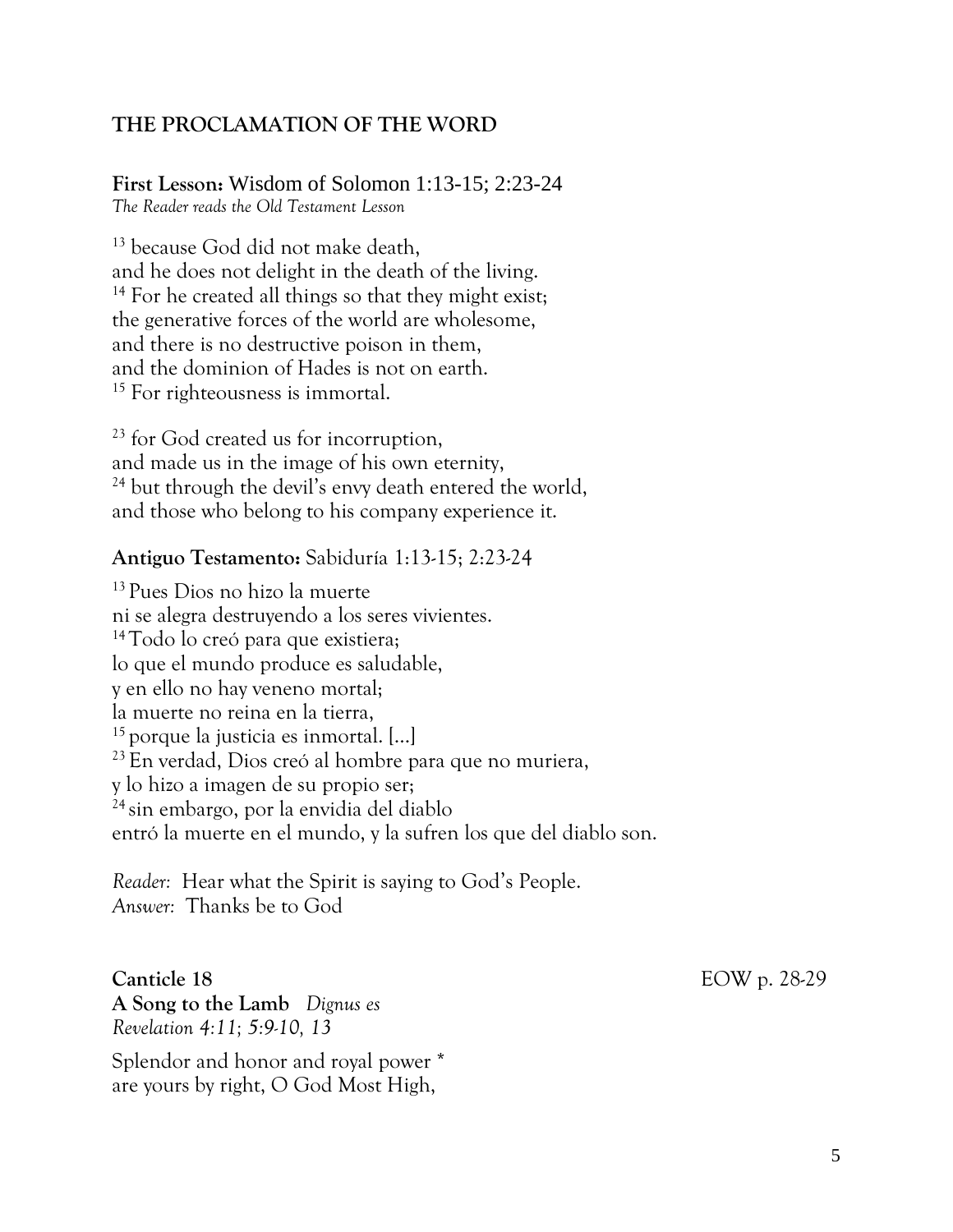## THE PROCLAMATION OF THE WORD

**First Lesson:** Wisdom of Solomon 1:13-15; 2:23-24
*The Reader reads the Old Testament Lesson*

13 because God did not make death,
and he does not delight in the death of the living.
14 For he created all things so that they might exist;
the generative forces of the world are wholesome,
and there is no destructive poison in them,
and the dominion of Hades is not on earth.
15 For righteousness is immortal.

23 for God created us for incorruption,
and made us in the image of his own eternity,
24 but through the devil's envy death entered the world,
and those who belong to his company experience it.

**Antiguo Testamento:** Sabiduría 1:13-15; 2:23-24

13 Pues Dios no hizo la muerte
ni se alegra destruyendo a los seres vivientes.
14 Todo lo creó para que existiera;
lo que el mundo produce es saludable,
y en ello no hay veneno mortal;
la muerte no reina en la tierra,
15 porque la justicia es inmortal. [...]
23 En verdad, Dios creó al hombre para que no muriera,
y lo hizo a imagen de su propio ser;
24 sin embargo, por la envidia del diablo
entró la muerte en el mundo, y la sufren los que del diablo son.

*Reader:* Hear what the Spirit is saying to God's People.
*Answer:* Thanks be to God

**Canticle 18** EOW p. 28-29
**A Song to the Lamb** *Dignus es*
*Revelation 4:11; 5:9-10, 13*

Splendor and honor and royal power *
are yours by right, O God Most High,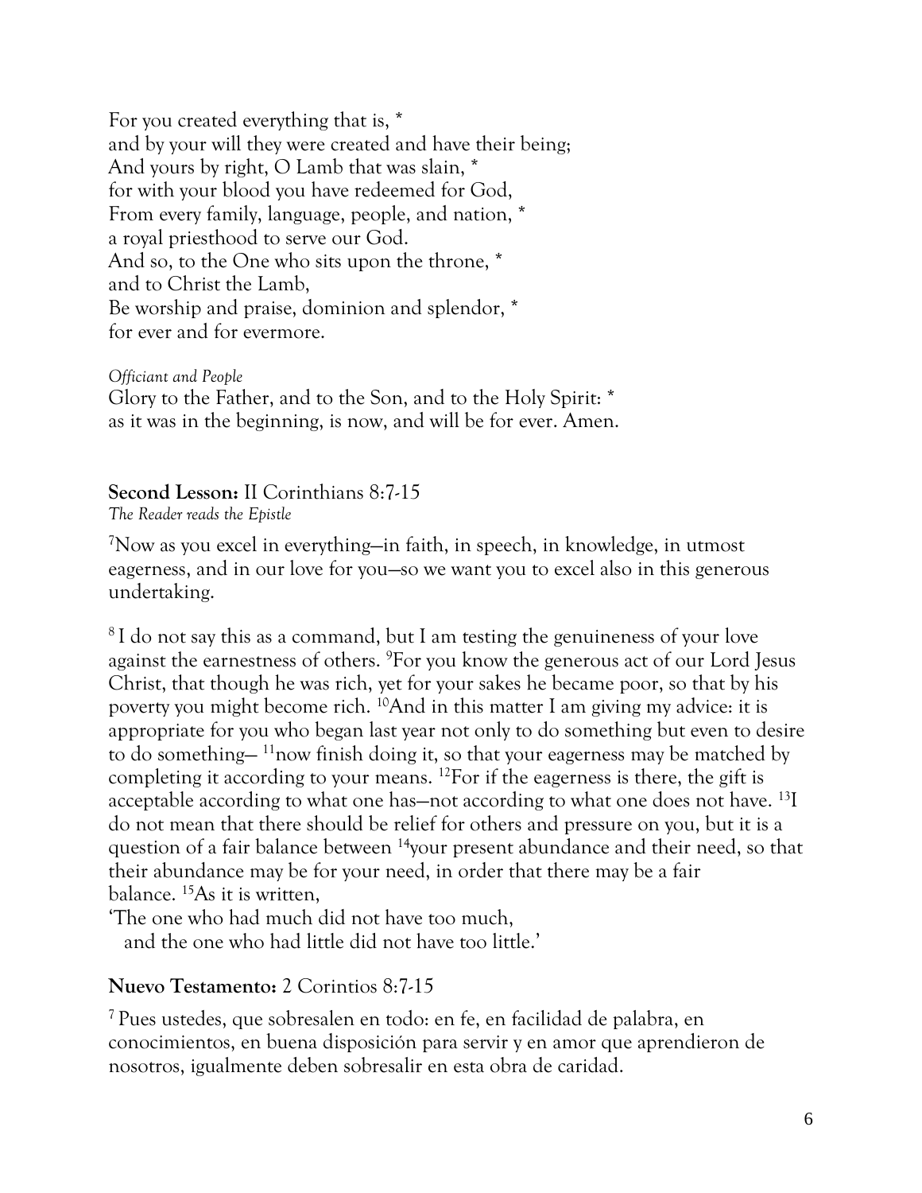For you created everything that is, *
and by your will they were created and have their being;
And yours by right, O Lamb that was slain, *
for with your blood you have redeemed for God,
From every family, language, people, and nation, *
a royal priesthood to serve our God.
And so, to the One who sits upon the throne, *
and to Christ the Lamb,
Be worship and praise, dominion and splendor, *
for ever and for evermore.

*Officiant and People*
Glory to the Father, and to the Son, and to the Holy Spirit: *
as it was in the beginning, is now, and will be for ever. Amen.

**Second Lesson:** II Corinthians 8:7-15
*The Reader reads the Epistle*

[7]Now as you excel in everything—in faith, in speech, in knowledge, in utmost eagerness, and in our love for you—so we want you to excel also in this generous undertaking.

[8] I do not say this as a command, but I am testing the genuineness of your love against the earnestness of others. [9]For you know the generous act of our Lord Jesus Christ, that though he was rich, yet for your sakes he became poor, so that by his poverty you might become rich. [10]And in this matter I am giving my advice: it is appropriate for you who began last year not only to do something but even to desire to do something— [11]now finish doing it, so that your eagerness may be matched by completing it according to your means. [12]For if the eagerness is there, the gift is acceptable according to what one has—not according to what one does not have. [13]I do not mean that there should be relief for others and pressure on you, but it is a question of a fair balance between [14]your present abundance and their need, so that their abundance may be for your need, in order that there may be a fair balance. [15]As it is written,
'The one who had much did not have too much,
and the one who had little did not have too little.'

**Nuevo Testamento:** 2 Corintios 8:7-15

[7] Pues ustedes, que sobresalen en todo: en fe, en facilidad de palabra, en conocimientos, en buena disposición para servir y en amor que aprendieron de nosotros, igualmente deben sobresalir en esta obra de caridad.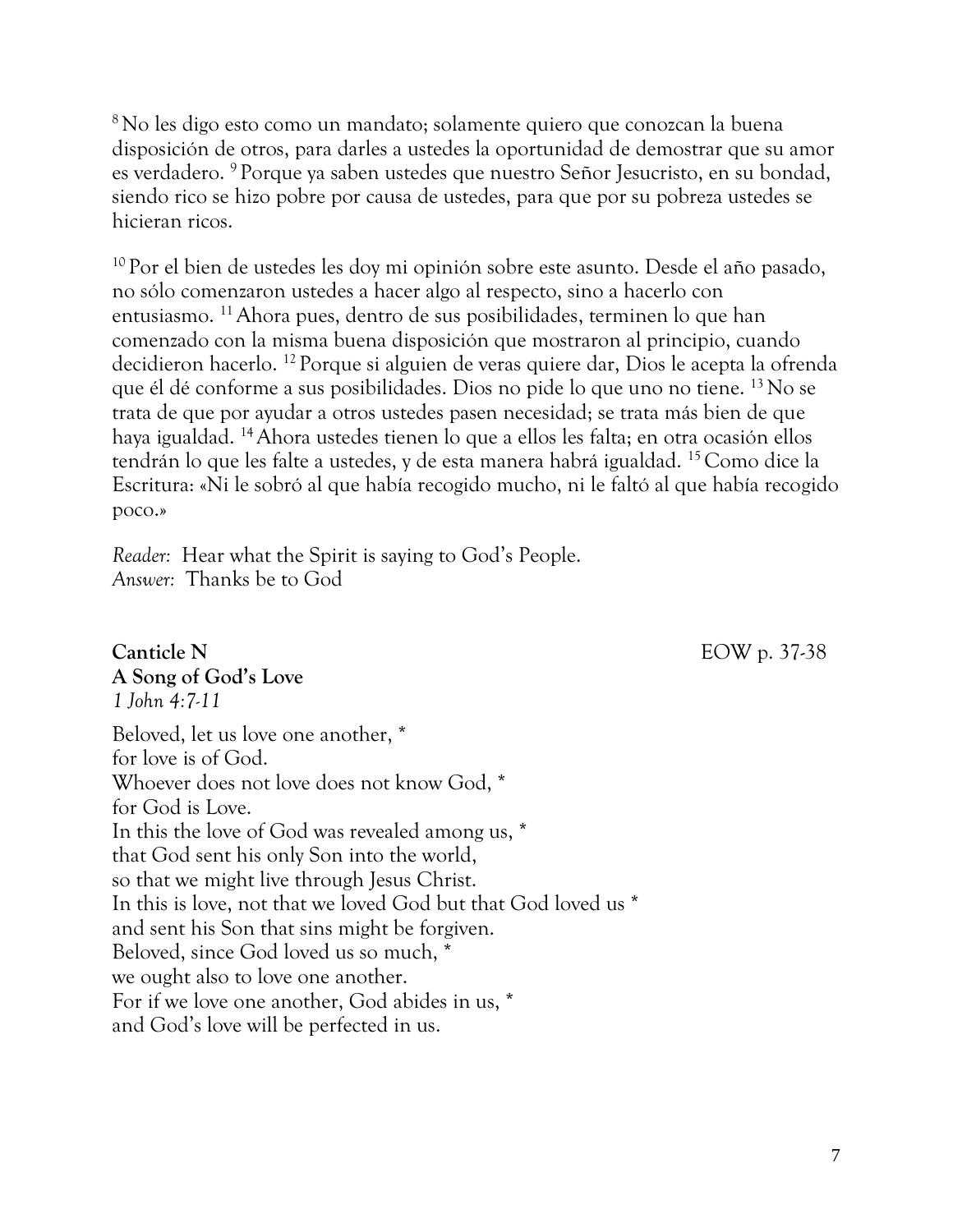[8] No les digo esto como un mandato; solamente quiero que conozcan la buena disposición de otros, para darles a ustedes la oportunidad de demostrar que su amor es verdadero. [9] Porque ya saben ustedes que nuestro Señor Jesucristo, en su bondad, siendo rico se hizo pobre por causa de ustedes, para que por su pobreza ustedes se hicieran ricos.

[10] Por el bien de ustedes les doy mi opinión sobre este asunto. Desde el año pasado, no sólo comenzaron ustedes a hacer algo al respecto, sino a hacerlo con entusiasmo. [11] Ahora pues, dentro de sus posibilidades, terminen lo que han comenzado con la misma buena disposición que mostraron al principio, cuando decidieron hacerlo. [12] Porque si alguien de veras quiere dar, Dios le acepta la ofrenda que él dé conforme a sus posibilidades. Dios no pide lo que uno no tiene. [13] No se trata de que por ayudar a otros ustedes pasen necesidad; se trata más bien de que haya igualdad. [14] Ahora ustedes tienen lo que a ellos les falta; en otra ocasión ellos tendrán lo que les falte a ustedes, y de esta manera habrá igualdad. [15] Como dice la Escritura: «Ni le sobró al que había recogido mucho, ni le faltó al que había recogido poco.»

*Reader:* Hear what the Spirit is saying to God's People.
*Answer:* Thanks be to God

**Canticle N** EOW p. 37-38
**A Song of God's Love**
*1 John 4:7-11*

Beloved, let us love one another, *
for love is of God.
Whoever does not love does not know God, *
for God is Love.
In this the love of God was revealed among us, *
that God sent his only Son into the world,
so that we might live through Jesus Christ.
In this is love, not that we loved God but that God loved us *
and sent his Son that sins might be forgiven.
Beloved, since God loved us so much, *
we ought also to love one another.
For if we love one another, God abides in us, *
and God's love will be perfected in us.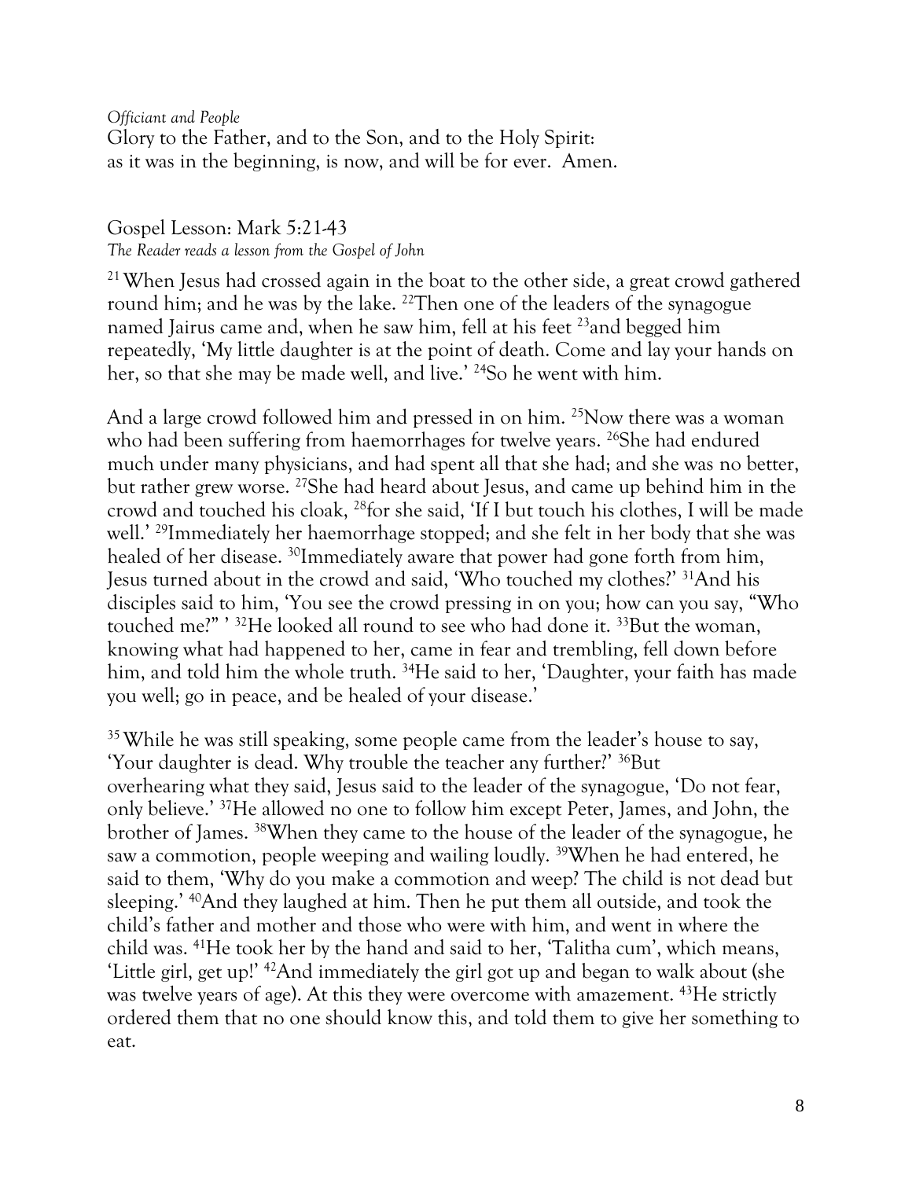*Officiant and People*
Glory to the Father, and to the Son, and to the Holy Spirit:
as it was in the beginning, is now, and will be for ever. Amen.

## Gospel Lesson: Mark 5:21-43

*The Reader reads a lesson from the Gospel of John*

[21] When Jesus had crossed again in the boat to the other side, a great crowd gathered round him; and he was by the lake. [22]Then one of the leaders of the synagogue named Jairus came and, when he saw him, fell at his feet [23]and begged him repeatedly, 'My little daughter is at the point of death. Come and lay your hands on her, so that she may be made well, and live.' [24]So he went with him.

And a large crowd followed him and pressed in on him. [25]Now there was a woman who had been suffering from haemorrhages for twelve years. [26]She had endured much under many physicians, and had spent all that she had; and she was no better, but rather grew worse. [27]She had heard about Jesus, and came up behind him in the crowd and touched his cloak, [28]for she said, 'If I but touch his clothes, I will be made well.' [29]Immediately her haemorrhage stopped; and she felt in her body that she was healed of her disease. [30]Immediately aware that power had gone forth from him, Jesus turned about in the crowd and said, 'Who touched my clothes?' [31]And his disciples said to him, 'You see the crowd pressing in on you; how can you say, "Who touched me?" ' [32]He looked all round to see who had done it. [33]But the woman, knowing what had happened to her, came in fear and trembling, fell down before him, and told him the whole truth. [34]He said to her, 'Daughter, your faith has made you well; go in peace, and be healed of your disease.'

[35] While he was still speaking, some people came from the leader's house to say, 'Your daughter is dead. Why trouble the teacher any further?' [36]But overhearing what they said, Jesus said to the leader of the synagogue, 'Do not fear, only believe.' [37]He allowed no one to follow him except Peter, James, and John, the brother of James. [38]When they came to the house of the leader of the synagogue, he saw a commotion, people weeping and wailing loudly. [39]When he had entered, he said to them, 'Why do you make a commotion and weep? The child is not dead but sleeping.' [40]And they laughed at him. Then he put them all outside, and took the child's father and mother and those who were with him, and went in where the child was. [41]He took her by the hand and said to her, 'Talitha cum', which means, 'Little girl, get up!' [42]And immediately the girl got up and began to walk about (she was twelve years of age). At this they were overcome with amazement. [43]He strictly ordered them that no one should know this, and told them to give her something to eat.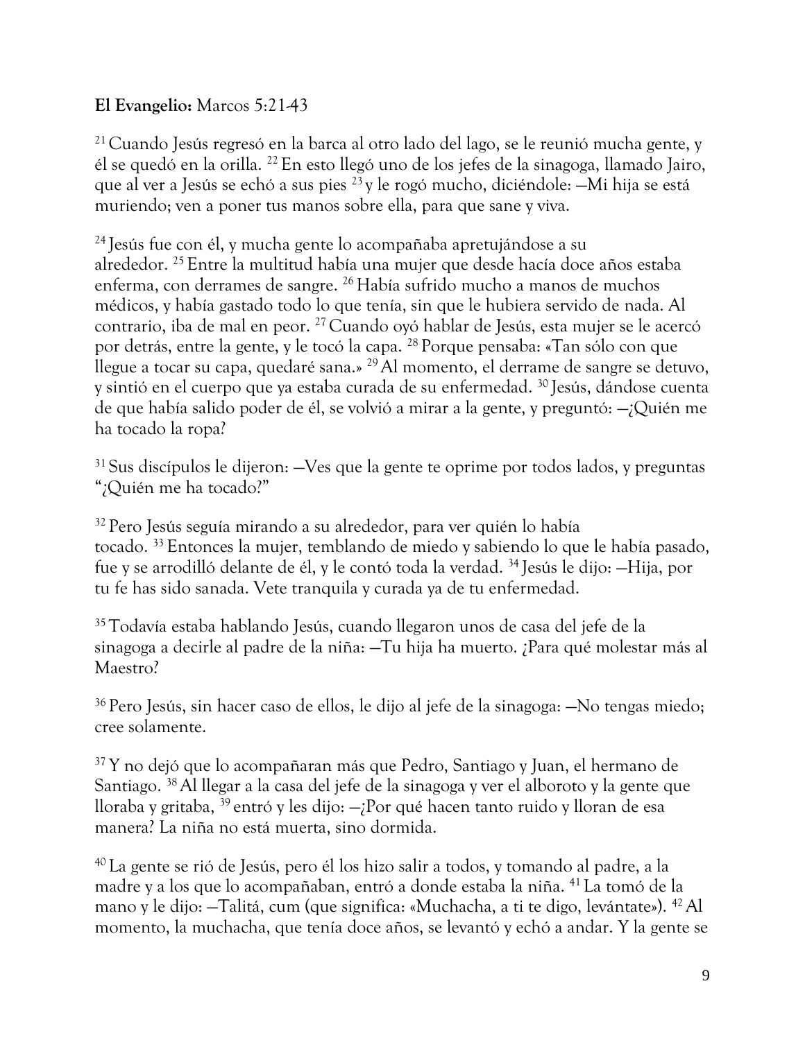**El Evangelio:** Marcos 5:21-43

21 Cuando Jesús regresó en la barca al otro lado del lago, se le reunió mucha gente, y él se quedó en la orilla. 22 En esto llegó uno de los jefes de la sinagoga, llamado Jairo, que al ver a Jesús se echó a sus pies 23 y le rogó mucho, diciéndole: —Mi hija se está muriendo; ven a poner tus manos sobre ella, para que sane y viva.

24 Jesús fue con él, y mucha gente lo acompañaba apretujándose a su alrededor. 25 Entre la multitud había una mujer que desde hacía doce años estaba enferma, con derrames de sangre. 26 Había sufrido mucho a manos de muchos médicos, y había gastado todo lo que tenía, sin que le hubiera servido de nada. Al contrario, iba de mal en peor. 27 Cuando oyó hablar de Jesús, esta mujer se le acercó por detrás, entre la gente, y le tocó la capa. 28 Porque pensaba: «Tan sólo con que llegue a tocar su capa, quedaré sana.» 29 Al momento, el derrame de sangre se detuvo, y sintió en el cuerpo que ya estaba curada de su enfermedad. 30 Jesús, dándose cuenta de que había salido poder de él, se volvió a mirar a la gente, y preguntó: —¿Quién me ha tocado la ropa?

31 Sus discípulos le dijeron: —Ves que la gente te oprime por todos lados, y preguntas "¿Quién me ha tocado?"

32 Pero Jesús seguía mirando a su alrededor, para ver quién lo había tocado. 33 Entonces la mujer, temblando de miedo y sabiendo lo que le había pasado, fue y se arrodilló delante de él, y le contó toda la verdad. 34 Jesús le dijo: —Hija, por tu fe has sido sanada. Vete tranquila y curada ya de tu enfermedad.

35 Todavía estaba hablando Jesús, cuando llegaron unos de casa del jefe de la sinagoga a decirle al padre de la niña: —Tu hija ha muerto. ¿Para qué molestar más al Maestro?

36 Pero Jesús, sin hacer caso de ellos, le dijo al jefe de la sinagoga: —No tengas miedo; cree solamente.

37 Y no dejó que lo acompañaran más que Pedro, Santiago y Juan, el hermano de Santiago. 38 Al llegar a la casa del jefe de la sinagoga y ver el alboroto y la gente que lloraba y gritaba, 39 entró y les dijo: —¿Por qué hacen tanto ruido y lloran de esa manera? La niña no está muerta, sino dormida.

40 La gente se rió de Jesús, pero él los hizo salir a todos, y tomando al padre, a la madre y a los que lo acompañaban, entró a donde estaba la niña. 41 La tomó de la mano y le dijo: —Talitá, cum (que significa: «Muchacha, a ti te digo, levántate»). 42 Al momento, la muchacha, que tenía doce años, se levantó y echó a andar. Y la gente se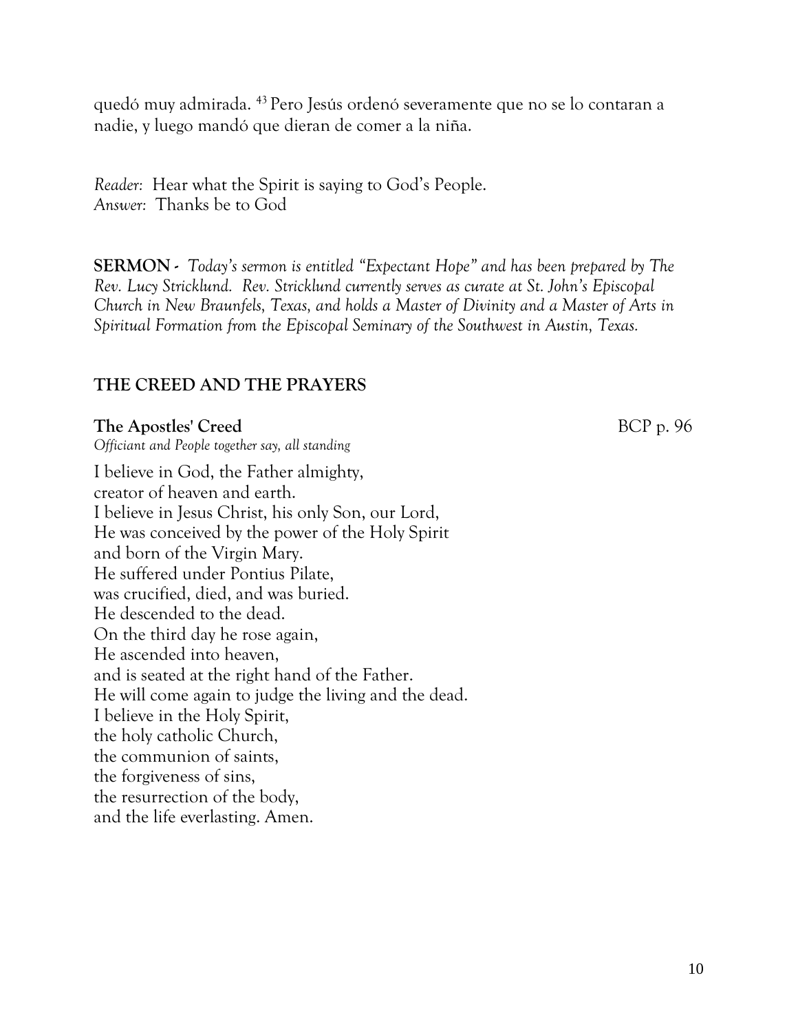quedó muy admirada. [43] Pero Jesús ordenó severamente que no se lo contaran a nadie, y luego mandó que dieran de comer a la niña.

*Reader*: Hear what the Spirit is saying to God's People.
*Answer*: Thanks be to God

**SERMON -** *Today's sermon is entitled "Expectant Hope" and has been prepared by The Rev. Lucy Stricklund. Rev. Stricklund currently serves as curate at St. John's Episcopal Church in New Braunfels, Texas, and holds a Master of Divinity and a Master of Arts in Spiritual Formation from the Episcopal Seminary of the Southwest in Austin, Texas.*

## THE CREED AND THE PRAYERS

**The Apostles' Creed** BCP p. 96

*Officiant and People together say, all standing*

I believe in God, the Father almighty,
creator of heaven and earth.
I believe in Jesus Christ, his only Son, our Lord,
He was conceived by the power of the Holy Spirit
and born of the Virgin Mary.
He suffered under Pontius Pilate,
was crucified, died, and was buried.
He descended to the dead.
On the third day he rose again,
He ascended into heaven,
and is seated at the right hand of the Father.
He will come again to judge the living and the dead.
I believe in the Holy Spirit,
the holy catholic Church,
the communion of saints,
the forgiveness of sins,
the resurrection of the body,
and the life everlasting. Amen.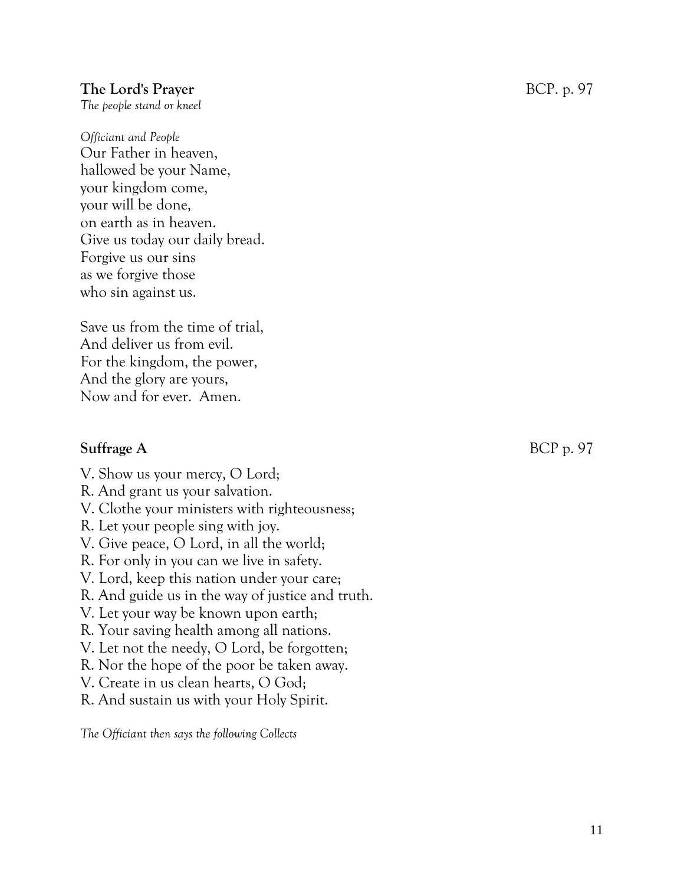**The Lord's Prayer** BCP. p. 97

*The people stand or kneel*

*Officiant and People*

Our Father in heaven,
hallowed be your Name,
your kingdom come,
your will be done,
on earth as in heaven.
Give us today our daily bread.
Forgive us our sins
as we forgive those
who sin against us.

Save us from the time of trial,
And deliver us from evil.
For the kingdom, the power,
And the glory are yours,
Now and for ever. Amen.

**Suffrage A** BCP p. 97

V. Show us your mercy, O Lord;
R. And grant us your salvation.
V. Clothe your ministers with righteousness;
R. Let your people sing with joy.
V. Give peace, O Lord, in all the world;
R. For only in you can we live in safety.
V. Lord, keep this nation under your care;
R. And guide us in the way of justice and truth.
V. Let your way be known upon earth;
R. Your saving health among all nations.
V. Let not the needy, O Lord, be forgotten;
R. Nor the hope of the poor be taken away.
V. Create in us clean hearts, O God;
R. And sustain us with your Holy Spirit.

*The Officiant then says the following Collects*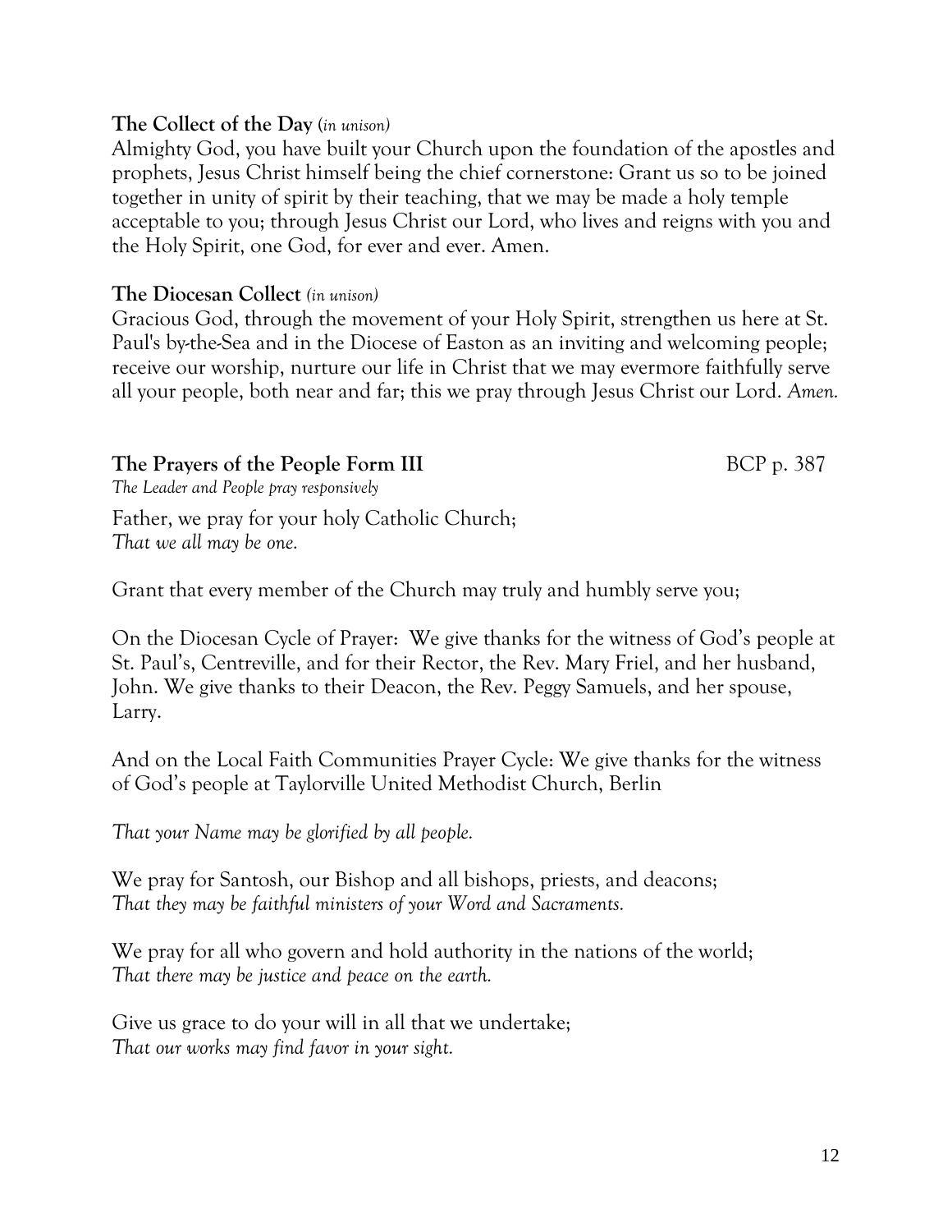**The Collect of the Day** (*in unison*)

Almighty God, you have built your Church upon the foundation of the apostles and prophets, Jesus Christ himself being the chief cornerstone: Grant us so to be joined together in unity of spirit by their teaching, that we may be made a holy temple acceptable to you; through Jesus Christ our Lord, who lives and reigns with you and the Holy Spirit, one God, for ever and ever. Amen.

**The Diocesan Collect** *(in unison)*

Gracious God, through the movement of your Holy Spirit, strengthen us here at St. Paul's by-the-Sea and in the Diocese of Easton as an inviting and welcoming people; receive our worship, nurture our life in Christ that we may evermore faithfully serve all your people, both near and far; this we pray through Jesus Christ our Lord. *Amen.*

**The Prayers of the People Form III** BCP p. 387

*The Leader and People pray responsively*

Father, we pray for your holy Catholic Church;
*That we all may be one.*

Grant that every member of the Church may truly and humbly serve you;

On the Diocesan Cycle of Prayer: We give thanks for the witness of God's people at St. Paul's, Centreville, and for their Rector, the Rev. Mary Friel, and her husband, John. We give thanks to their Deacon, the Rev. Peggy Samuels, and her spouse, Larry.

And on the Local Faith Communities Prayer Cycle: We give thanks for the witness of God's people at Taylorville United Methodist Church, Berlin

*That your Name may be glorified by all people.*

We pray for Santosh, our Bishop and all bishops, priests, and deacons;
*That they may be faithful ministers of your Word and Sacraments.*

We pray for all who govern and hold authority in the nations of the world;
*That there may be justice and peace on the earth.*

Give us grace to do your will in all that we undertake;
*That our works may find favor in your sight.*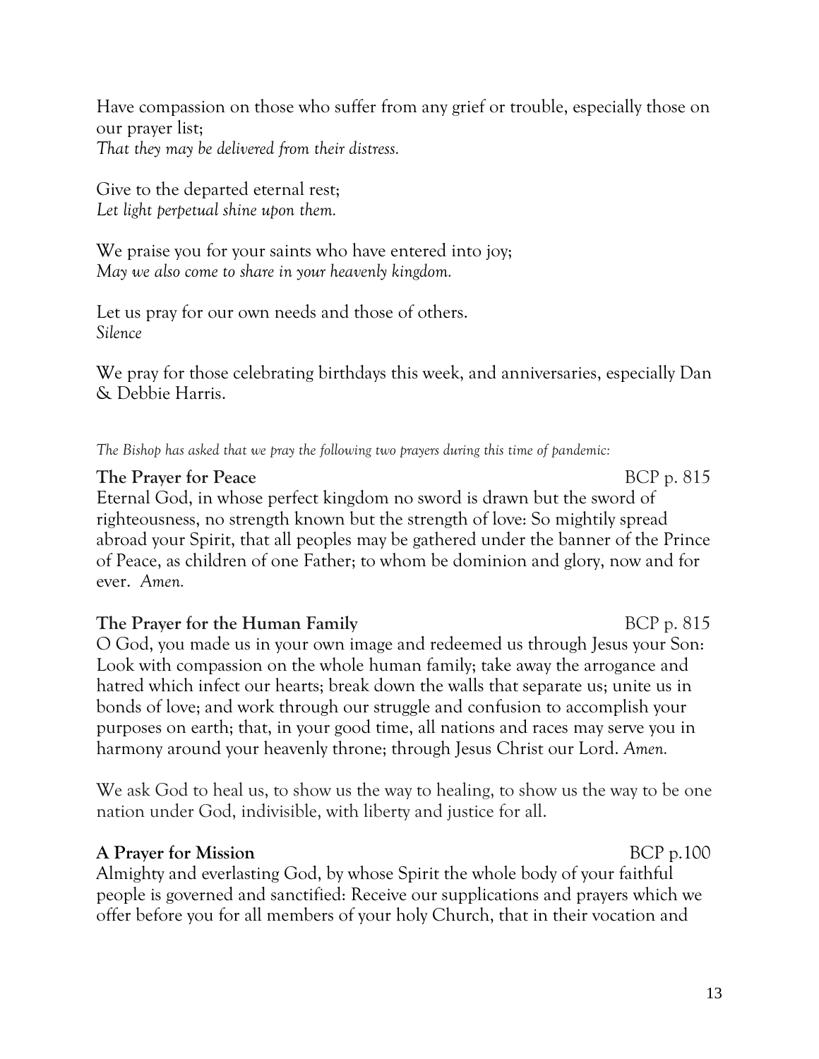Have compassion on those who suffer from any grief or trouble, especially those on our prayer list;
*That they may be delivered from their distress.*

Give to the departed eternal rest;
*Let light perpetual shine upon them.*

We praise you for your saints who have entered into joy;
*May we also come to share in your heavenly kingdom.*

Let us pray for our own needs and those of others.
*Silence*

We pray for those celebrating birthdays this week, and anniversaries, especially Dan & Debbie Harris.

*The Bishop has asked that we pray the following two prayers during this time of pandemic:*

**The Prayer for Peace** BCP p. 815
Eternal God, in whose perfect kingdom no sword is drawn but the sword of righteousness, no strength known but the strength of love: So mightily spread abroad your Spirit, that all peoples may be gathered under the banner of the Prince of Peace, as children of one Father; to whom be dominion and glory, now and for ever. *Amen.*

**The Prayer for the Human Family** BCP p. 815
O God, you made us in your own image and redeemed us through Jesus your Son: Look with compassion on the whole human family; take away the arrogance and hatred which infect our hearts; break down the walls that separate us; unite us in bonds of love; and work through our struggle and confusion to accomplish your purposes on earth; that, in your good time, all nations and races may serve you in harmony around your heavenly throne; through Jesus Christ our Lord. *Amen.*

We ask God to heal us, to show us the way to healing, to show us the way to be one nation under God, indivisible, with liberty and justice for all.

**A Prayer for Mission** BCP p.100
Almighty and everlasting God, by whose Spirit the whole body of your faithful people is governed and sanctified: Receive our supplications and prayers which we offer before you for all members of your holy Church, that in their vocation and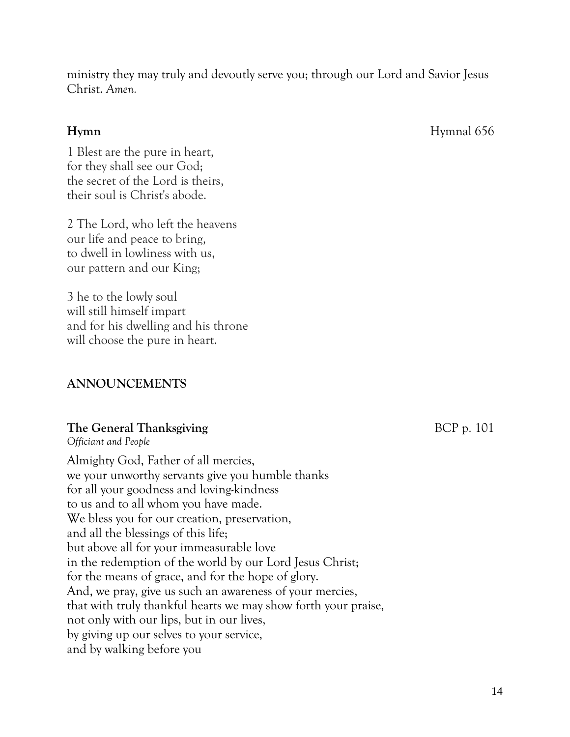ministry they may truly and devoutly serve you; through our Lord and Savior Jesus Christ. *Amen.*

**Hymn** Hymnal 656

1 Blest are the pure in heart,
for they shall see our God;
the secret of the Lord is theirs,
their soul is Christ's abode.

2 The Lord, who left the heavens
our life and peace to bring,
to dwell in lowliness with us,
our pattern and our King;

3 he to the lowly soul
will still himself impart
and for his dwelling and his throne
will choose the pure in heart.

## ANNOUNCEMENTS

**The General Thanksgiving** BCP p. 101

*Officiant and People*

Almighty God, Father of all mercies,
we your unworthy servants give you humble thanks
for all your goodness and loving-kindness
to us and to all whom you have made.
We bless you for our creation, preservation,
and all the blessings of this life;
but above all for your immeasurable love
in the redemption of the world by our Lord Jesus Christ;
for the means of grace, and for the hope of glory.
And, we pray, give us such an awareness of your mercies,
that with truly thankful hearts we may show forth your praise,
not only with our lips, but in our lives,
by giving up our selves to your service,
and by walking before you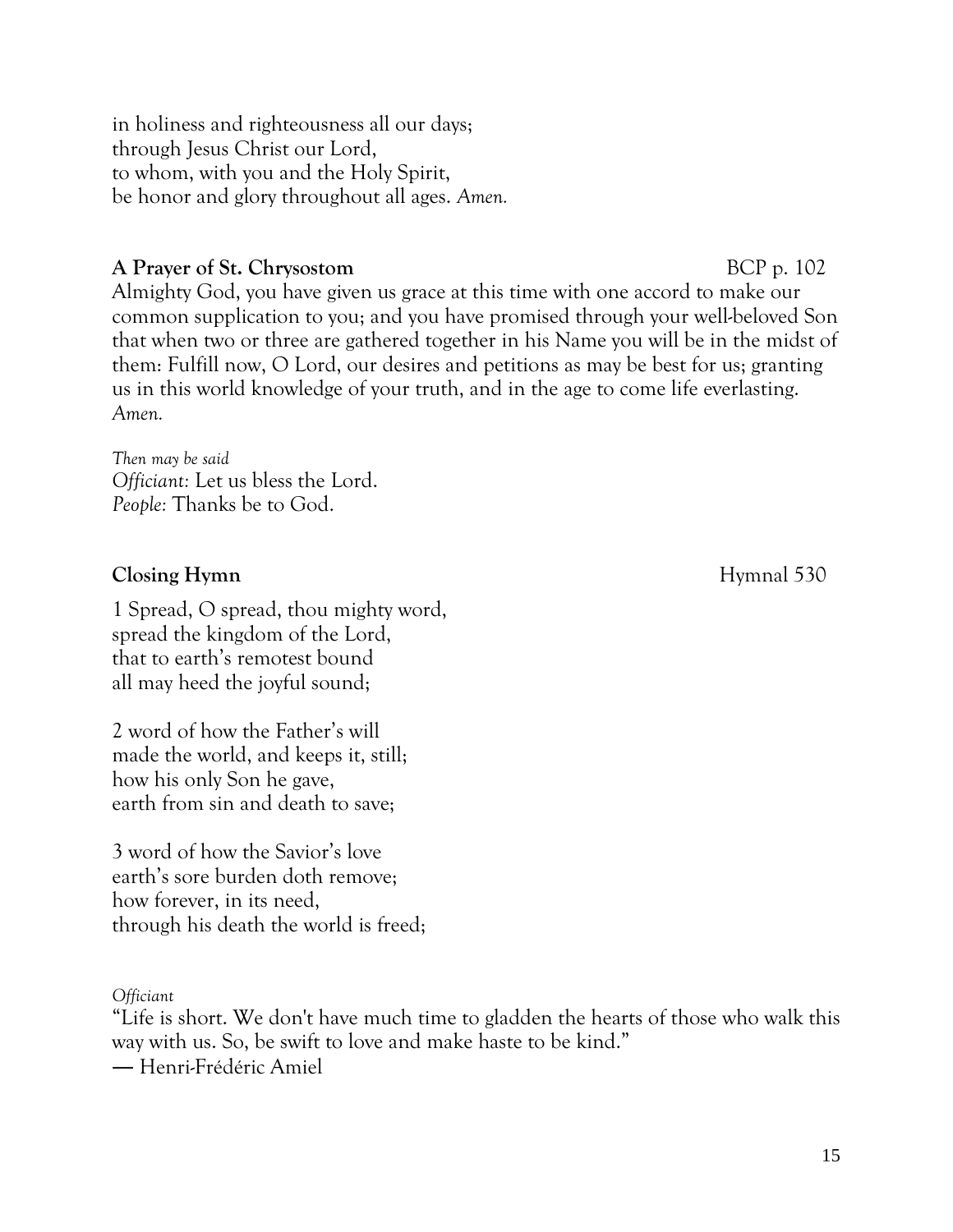in holiness and righteousness all our days;
through Jesus Christ our Lord,
to whom, with you and the Holy Spirit,
be honor and glory throughout all ages. *Amen.*

**A Prayer of St. Chrysostom** BCP p. 102

Almighty God, you have given us grace at this time with one accord to make our common supplication to you; and you have promised through your well-beloved Son that when two or three are gathered together in his Name you will be in the midst of them: Fulfill now, O Lord, our desires and petitions as may be best for us; granting us in this world knowledge of your truth, and in the age to come life everlasting. *Amen.*

*Then may be said*
*Officiant:* Let us bless the Lord.
*People:* Thanks be to God.

**Closing Hymn** Hymnal 530

1 Spread, O spread, thou mighty word,
spread the kingdom of the Lord,
that to earth's remotest bound
all may heed the joyful sound;

2 word of how the Father's will
made the world, and keeps it, still;
how his only Son he gave,
earth from sin and death to save;

3 word of how the Savior's love
earth's sore burden doth remove;
how forever, in its need,
through his death the world is freed;

*Officiant*
"Life is short. We don't have much time to gladden the hearts of those who walk this way with us. So, be swift to love and make haste to be kind."
― Henri-Frédéric Amiel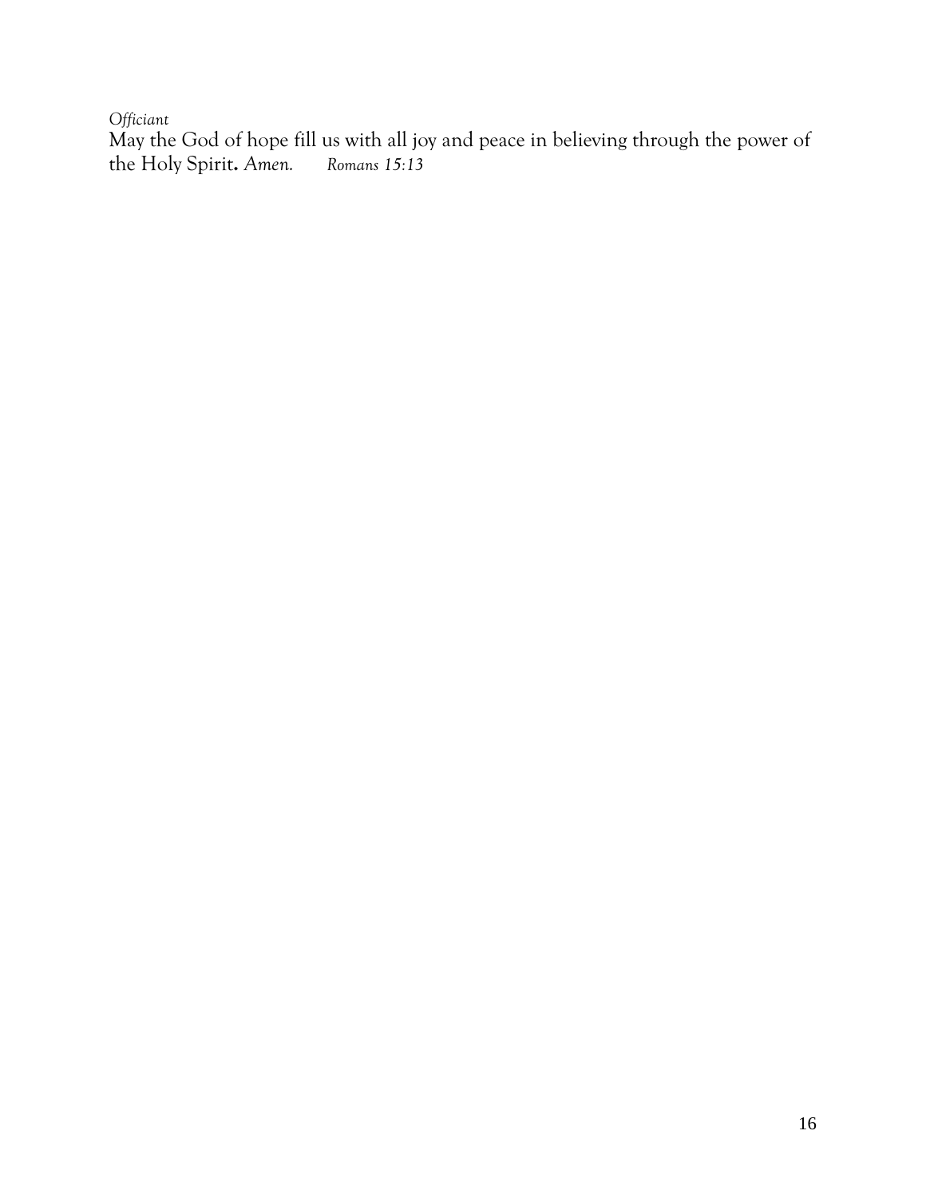*Officiant*

May the God of hope fill us with all joy and peace in believing through the power of the Holy Spirit**.** *Amen.* *Romans 15:13*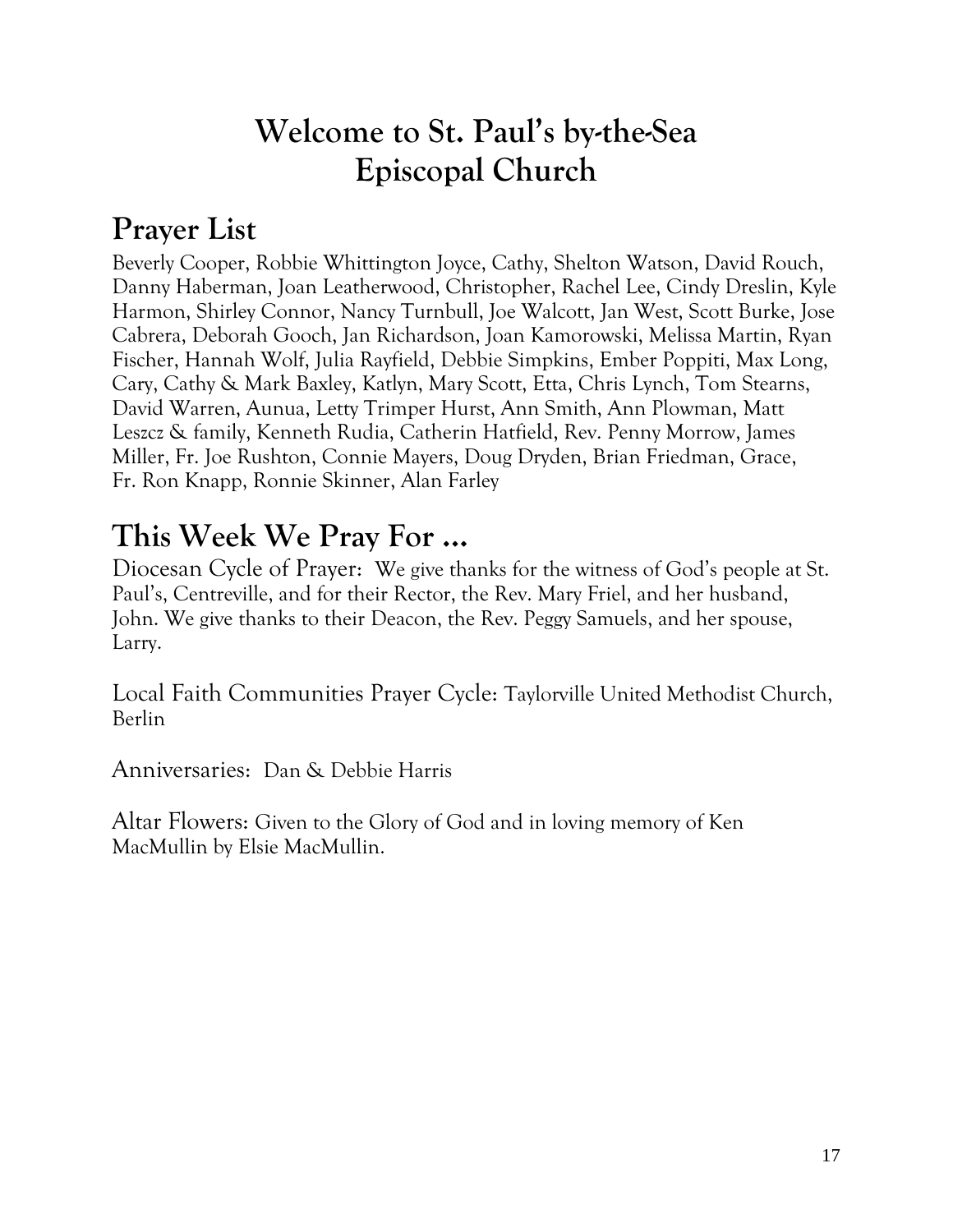# Welcome to St. Paul's by-the-Sea Episcopal Church

## Prayer List

Beverly Cooper, Robbie Whittington Joyce, Cathy, Shelton Watson, David Rouch, Danny Haberman, Joan Leatherwood, Christopher, Rachel Lee, Cindy Dreslin, Kyle Harmon, Shirley Connor, Nancy Turnbull, Joe Walcott, Jan West, Scott Burke, Jose Cabrera, Deborah Gooch, Jan Richardson, Joan Kamorowski, Melissa Martin, Ryan Fischer, Hannah Wolf, Julia Rayfield, Debbie Simpkins, Ember Poppiti, Max Long, Cary, Cathy & Mark Baxley, Katlyn, Mary Scott, Etta, Chris Lynch, Tom Stearns, David Warren, Aunua, Letty Trimper Hurst, Ann Smith, Ann Plowman, Matt Leszcz & family, Kenneth Rudia, Catherin Hatfield, Rev. Penny Morrow, James Miller, Fr. Joe Rushton, Connie Mayers, Doug Dryden, Brian Friedman, Grace, Fr. Ron Knapp, Ronnie Skinner, Alan Farley

## This Week We Pray For …

Diocesan Cycle of Prayer: We give thanks for the witness of God's people at St. Paul's, Centreville, and for their Rector, the Rev. Mary Friel, and her husband, John. We give thanks to their Deacon, the Rev. Peggy Samuels, and her spouse, Larry.

Local Faith Communities Prayer Cycle: Taylorville United Methodist Church, Berlin

Anniversaries: Dan & Debbie Harris

Altar Flowers: Given to the Glory of God and in loving memory of Ken MacMullin by Elsie MacMullin.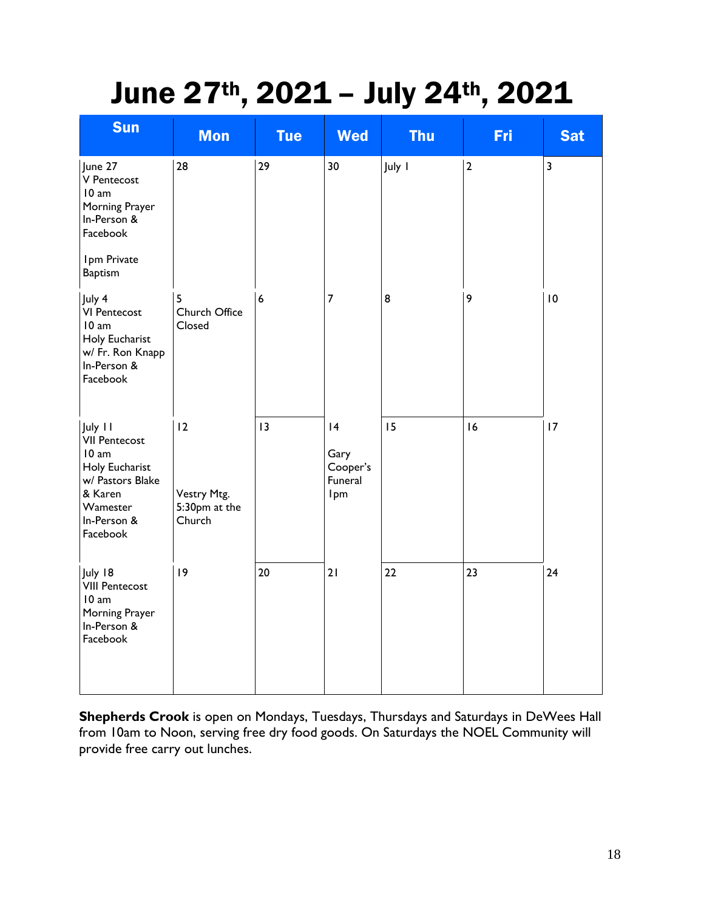# June 27th, 2021 – July 24th, 2021

| Sun | Mon | Tue | Wed | Thu | Fri | Sat |
|---|---|---|---|---|---|---|
| June 27<br>V Pentecost<br>10 am<br>Morning Prayer<br>In-Person &<br>Facebook<br><br>1pm Private<br>Baptism | 28 | 29 | 30 | July 1 | 2 | 3 |
| July 4<br>VI Pentecost<br>10 am<br>Holy Eucharist<br>w/ Fr. Ron Knapp<br>In-Person &<br>Facebook | 5<br>Church Office<br>Closed | 6 | 7 | 8 | 9 | 10 |
| July 11<br>VII Pentecost<br>10 am<br>Holy Eucharist<br>w/ Pastors Blake<br>& Karen<br>Wamester<br>In-Person &<br>Facebook | 12<br><br>Vestry Mtg.<br>5:30pm at the<br>Church | 13 | 14<br>Gary<br>Cooper's<br>Funeral<br>1pm | 15 | 16 | 17 |
| July 18<br>VIII Pentecost<br>10 am<br>Morning Prayer<br>In-Person &<br>Facebook | 19 | 20 | 21 | 22 | 23 | 24 |

**Shepherds Crook** is open on Mondays, Tuesdays, Thursdays and Saturdays in DeWees Hall from 10am to Noon, serving free dry food goods. On Saturdays the NOEL Community will provide free carry out lunches.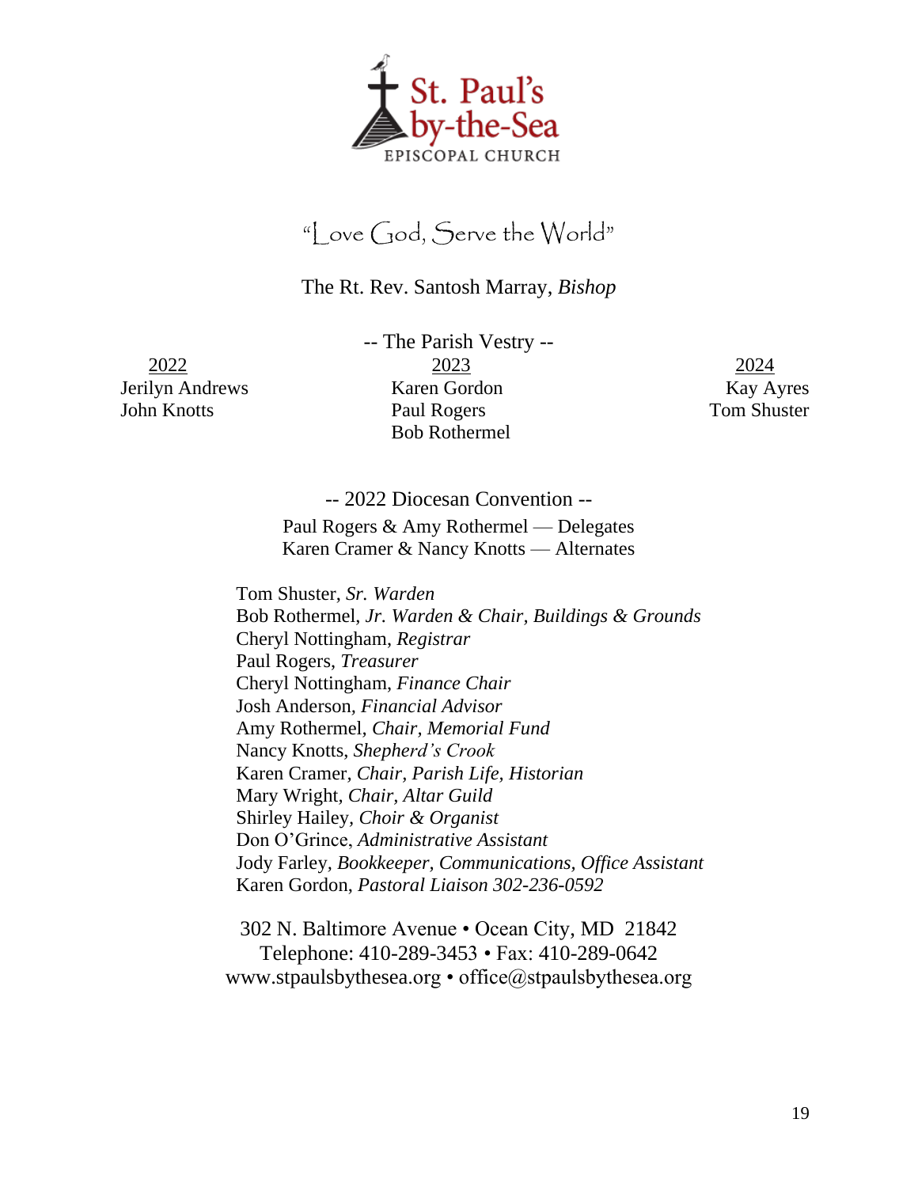St. Paul's by-the-Sea
EPISCOPAL CHURCH

"Love God, Serve the World"

The Rt. Rev. Santosh Marray, *Bishop*

-- The Parish Vestry --

| 2022 | 2023 | 2024 |
| --- | --- | --- |
| Jerilyn Andrews | Karen Gordon | Kay Ayres |
| John Knotts | Paul Rogers | Tom Shuster |
| | Bob Rothermel | |

-- 2022 Diocesan Convention --

Paul Rogers & Amy Rothermel — Delegates
Karen Cramer & Nancy Knotts — Alternates

Tom Shuster, *Sr. Warden*
Bob Rothermel, *Jr. Warden & Chair, Buildings & Grounds*
Cheryl Nottingham, *Registrar*
Paul Rogers, *Treasurer*
Cheryl Nottingham, *Finance Chair*
Josh Anderson, *Financial Advisor*
Amy Rothermel, *Chair, Memorial Fund*
Nancy Knotts, *Shepherd's Crook*
Karen Cramer, *Chair, Parish Life, Historian*
Mary Wright, *Chair, Altar Guild*
Shirley Hailey, *Choir & Organist*
Don O'Grince, *Administrative Assistant*
Jody Farley, *Bookkeeper, Communications, Office Assistant*
Karen Gordon, *Pastoral Liaison 302-236-0592*

302 N. Baltimore Avenue • Ocean City, MD 21842
Telephone: 410-289-3453 • Fax: 410-289-0642
www.stpaulsbythesea.org • office@stpaulsbythesea.org